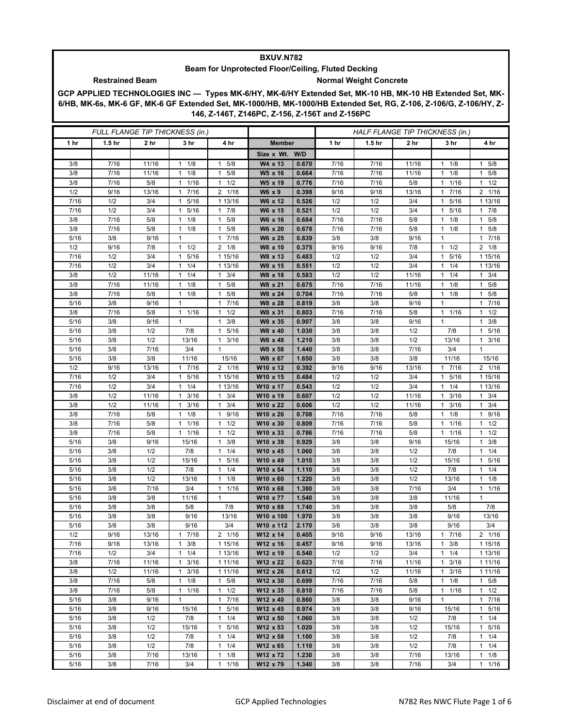# BXUV.N782

## Beam for Unprotected Floor/Ceiling, Fluted Decking

**Restrained Beam** **Normal Weight Concrete**

**GCP APPLIED TECHNOLOGIES INC — Types MK-6/HY, MK-6/HY Extended Set, MK-10 HB, MK-10 HB Extended Set, MK-6/HB, MK-6s, MK-6 GF, MK-6 GF Extended Set, MK-1000/HB, MK-1000/HB Extended Set, RG, Z-106, Z-106/G, Z-106/HY, Z-146, Z-146T, Z146PC, Z-156, Z-156T and Z-156PC**

| *FULL FLANGE TIP THICKNESS (in.)* | | | | | | | *HALF FLANGE TIP THICKNESS (in.)* | | | | |
|---|---|---|---|---|---|---|---|---|---|---|---|
| **1 hr** | **1.5 hr** | **2 hr** | **3 hr** | **4 hr** | **Member** | | **1 hr** | **1.5 hr** | **2 hr** | **3 hr** | **4 hr** |
| | | | | | **Size x Wt.** | **W/D** | | | | | |
| 3/8 | 7/16 | 11/16 | 1 1/8 | 1 5/8 | W4 x 13 | 0.670 | 7/16 | 7/16 | 11/16 | 1 1/8 | 1 5/8 |
| 3/8 | 7/16 | 11/16 | 1 1/8 | 1 5/8 | W5 x 16 | 0.664 | 7/16 | 7/16 | 11/16 | 1 1/8 | 1 5/8 |
| 3/8 | 7/16 | 5/8 | 1 1/16 | 1 1/2 | W5 x 19 | 0.776 | 7/16 | 7/16 | 5/8 | 1 1/16 | 1 1/2 |
| 1/2 | 9/16 | 13/16 | 1 7/16 | 2 1/16 | W6 x 9 | 0.398 | 9/16 | 9/16 | 13/16 | 1 7/16 | 2 1/16 |
| 7/16 | 1/2 | 3/4 | 1 5/16 | 1 13/16 | W6 x 12 | 0.526 | 1/2 | 1/2 | 3/4 | 1 5/16 | 1 13/16 |
| 7/16 | 1/2 | 3/4 | 1 5/16 | 1 7/8 | W6 x 15 | 0.521 | 1/2 | 1/2 | 3/4 | 1 5/16 | 1 7/8 |
| 3/8 | 7/16 | 5/8 | 1 1/8 | 1 5/8 | W6 x 16 | 0.684 | 7/16 | 7/16 | 5/8 | 1 1/8 | 1 5/8 |
| 3/8 | 7/16 | 5/8 | 1 1/8 | 1 5/8 | W6 x 20 | 0.678 | 7/16 | 7/16 | 5/8 | 1 1/8 | 1 5/8 |
| 5/16 | 3/8 | 9/16 | 1 | 1 7/16 | W6 x 25 | 0.839 | 3/8 | 3/8 | 9/16 | 1 | 1 7/16 |
| 1/2 | 9/16 | 7/8 | 1 1/2 | 2 1/8 | W8 x 10 | 0.375 | 9/16 | 9/16 | 7/8 | 1 1/2 | 2 1/8 |
| 7/16 | 1/2 | 3/4 | 1 5/16 | 1 15/16 | W8 x 13 | 0.483 | 1/2 | 1/2 | 3/4 | 1 5/16 | 1 15/16 |
| 7/16 | 1/2 | 3/4 | 1 1/4 | 1 13/16 | W8 x 15 | 0.551 | 1/2 | 1/2 | 3/4 | 1 1/4 | 1 13/16 |
| 3/8 | 1/2 | 11/16 | 1 1/4 | 1 3/4 | W8 x 18 | 0.583 | 1/2 | 1/2 | 11/16 | 1 1/4 | 1 3/4 |
| 3/8 | 7/16 | 11/16 | 1 1/8 | 1 5/8 | W8 x 21 | 0.675 | 7/16 | 7/16 | 11/16 | 1 1/8 | 1 5/8 |
| 3/8 | 7/16 | 5/8 | 1 1/8 | 1 5/8 | W8 x 24 | 0.704 | 7/16 | 7/16 | 5/8 | 1 1/8 | 1 5/8 |
| 5/16 | 3/8 | 9/16 | 1 | 1 7/16 | W8 x 28 | 0.819 | 3/8 | 3/8 | 9/16 | 1 | 1 7/16 |
| 3/8 | 7/16 | 5/8 | 1 1/16 | 1 1/2 | W8 x 31 | 0.803 | 7/16 | 7/16 | 5/8 | 1 1/16 | 1 1/2 |
| 5/16 | 3/8 | 9/16 | 1 | 1 3/8 | W8 x 35 | 0.907 | 3/8 | 3/8 | 9/16 | 1 | 1 3/8 |
| 5/16 | 3/8 | 1/2 | 7/8 | 1 5/16 | W8 x 40 | 1.030 | 3/8 | 3/8 | 1/2 | 7/8 | 1 5/16 |
| 5/16 | 3/8 | 1/2 | 13/16 | 1 3/16 | W8 x 48 | 1.210 | 3/8 | 3/8 | 1/2 | 13/16 | 1 3/16 |
| 5/16 | 3/8 | 7/16 | 3/4 | 1 | W8 x 58 | 1.440 | 3/8 | 3/8 | 7/16 | 3/4 | 1 |
| 5/16 | 3/8 | 3/8 | 11/16 | 15/16 | W8 x 67 | 1.650 | 3/8 | 3/8 | 3/8 | 11/16 | 15/16 |
| 1/2 | 9/16 | 13/16 | 1 7/16 | 2 1/16 | W10 x 12 | 0.392 | 9/16 | 9/16 | 13/16 | 1 7/16 | 2 1/16 |
| 7/16 | 1/2 | 3/4 | 1 5/16 | 1 15/16 | W10 x 15 | 0.484 | 1/2 | 1/2 | 3/4 | 1 5/16 | 1 15/16 |
| 7/16 | 1/2 | 3/4 | 1 1/4 | 1 13/16 | W10 x 17 | 0.543 | 1/2 | 1/2 | 3/4 | 1 1/4 | 1 13/16 |
| 3/8 | 1/2 | 11/16 | 1 3/16 | 1 3/4 | W10 x 19 | 0.607 | 1/2 | 1/2 | 11/16 | 1 3/16 | 1 3/4 |
| 3/8 | 1/2 | 11/16 | 1 3/16 | 1 3/4 | W10 x 22 | 0.606 | 1/2 | 1/2 | 11/16 | 1 3/16 | 1 3/4 |
| 3/8 | 7/16 | 5/8 | 1 1/8 | 1 9/16 | W10 x 26 | 0.708 | 7/16 | 7/16 | 5/8 | 1 1/8 | 1 9/16 |
| 3/8 | 7/16 | 5/8 | 1 1/16 | 1 1/2 | W10 x 30 | 0.809 | 7/16 | 7/16 | 5/8 | 1 1/16 | 1 1/2 |
| 3/8 | 7/16 | 5/8 | 1 1/16 | 1 1/2 | W10 x 33 | 0.786 | 7/16 | 7/16 | 5/8 | 1 1/16 | 1 1/2 |
| 5/16 | 3/8 | 9/16 | 15/16 | 1 3/8 | W10 x 39 | 0.929 | 3/8 | 3/8 | 9/16 | 15/16 | 1 3/8 |
| 5/16 | 3/8 | 1/2 | 7/8 | 1 1/4 | W10 x 45 | 1.060 | 3/8 | 3/8 | 1/2 | 7/8 | 1 1/4 |
| 5/16 | 3/8 | 1/2 | 15/16 | 1 5/16 | W10 x 49 | 1.010 | 3/8 | 3/8 | 1/2 | 15/16 | 1 5/16 |
| 5/16 | 3/8 | 1/2 | 7/8 | 1 1/4 | W10 x 54 | 1.110 | 3/8 | 3/8 | 1/2 | 7/8 | 1 1/4 |
| 5/16 | 3/8 | 1/2 | 13/16 | 1 1/8 | W10 x 60 | 1.220 | 3/8 | 3/8 | 1/2 | 13/16 | 1 1/8 |
| 5/16 | 3/8 | 7/16 | 3/4 | 1 1/16 | W10 x 68 | 1.380 | 3/8 | 3/8 | 7/16 | 3/4 | 1 1/16 |
| 5/16 | 3/8 | 3/8 | 11/16 | 1 | W10 x 77 | 1.540 | 3/8 | 3/8 | 3/8 | 11/16 | 1 |
| 5/16 | 3/8 | 3/8 | 5/8 | 7/8 | W10 x 88 | 1.740 | 3/8 | 3/8 | 3/8 | 5/8 | 7/8 |
| 5/16 | 3/8 | 3/8 | 9/16 | 13/16 | W10 x 100 | 1.970 | 3/8 | 3/8 | 3/8 | 9/16 | 13/16 |
| 5/16 | 3/8 | 3/8 | 9/16 | 3/4 | W10 x 112 | 2.170 | 3/8 | 3/8 | 3/8 | 9/16 | 3/4 |
| 1/2 | 9/16 | 13/16 | 1 7/16 | 2 1/16 | W12 x 14 | 0.405 | 9/16 | 9/16 | 13/16 | 1 7/16 | 2 1/16 |
| 7/16 | 9/16 | 13/16 | 1 3/8 | 1 15/16 | W12 x 16 | 0.457 | 9/16 | 9/16 | 13/16 | 1 3/8 | 1 15/16 |
| 7/16 | 1/2 | 3/4 | 1 1/4 | 1 13/16 | W12 x 19 | 0.540 | 1/2 | 1/2 | 3/4 | 1 1/4 | 1 13/16 |
| 3/8 | 7/16 | 11/16 | 1 3/16 | 1 11/16 | W12 x 22 | 0.623 | 7/16 | 7/16 | 11/16 | 1 3/16 | 1 11/16 |
| 3/8 | 1/2 | 11/16 | 1 3/16 | 1 11/16 | W12 x 26 | 0.612 | 1/2 | 1/2 | 11/16 | 1 3/16 | 1 11/16 |
| 3/8 | 7/16 | 5/8 | 1 1/8 | 1 5/8 | W12 x 30 | 0.699 | 7/16 | 7/16 | 5/8 | 1 1/8 | 1 5/8 |
| 3/8 | 7/16 | 5/8 | 1 1/16 | 1 1/2 | W12 x 35 | 0.810 | 7/16 | 7/16 | 5/8 | 1 1/16 | 1 1/2 |
| 5/16 | 3/8 | 9/16 | 1 | 1 7/16 | W12 x 40 | 0.860 | 3/8 | 3/8 | 9/16 | 1 | 1 7/16 |
| 5/16 | 3/8 | 9/16 | 15/16 | 1 5/16 | W12 x 45 | 0.974 | 3/8 | 3/8 | 9/16 | 15/16 | 1 5/16 |
| 5/16 | 3/8 | 1/2 | 7/8 | 1 1/4 | W12 x 50 | 1.060 | 3/8 | 3/8 | 1/2 | 7/8 | 1 1/4 |
| 5/16 | 3/8 | 1/2 | 15/16 | 1 5/16 | W12 x 53 | 1.020 | 3/8 | 3/8 | 1/2 | 15/16 | 1 5/16 |
| 5/16 | 3/8 | 1/2 | 7/8 | 1 1/4 | W12 x 58 | 1.100 | 3/8 | 3/8 | 1/2 | 7/8 | 1 1/4 |
| 5/16 | 3/8 | 1/2 | 7/8 | 1 1/4 | W12 x 65 | 1.110 | 3/8 | 3/8 | 1/2 | 7/8 | 1 1/4 |
| 5/16 | 3/8 | 7/16 | 13/16 | 1 1/8 | W12 x 72 | 1.230 | 3/8 | 3/8 | 7/16 | 13/16 | 1 1/8 |
| 5/16 | 3/8 | 7/16 | 3/4 | 1 1/16 | W12 x 79 | 1.340 | 3/8 | 3/8 | 7/16 | 3/4 | 1 1/16 |

Disclaimer at end of document GCP Applied Technologies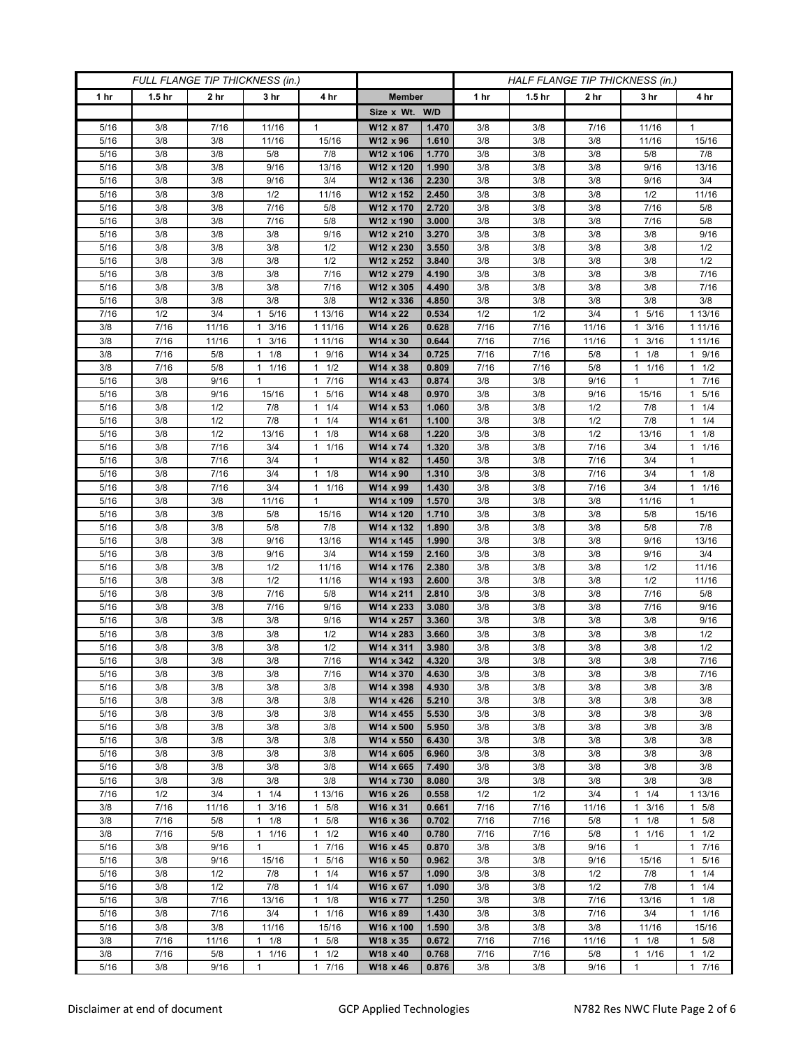| FULL FLANGE TIP THICKNESS (in.) | | | | | | | HALF FLANGE TIP THICKNESS (in.) | | | | |
|---|---|---|---|---|---|---|---|---|---|---|---|
| 1 hr | 1.5 hr | 2 hr | 3 hr | 4 hr | Member | | 1 hr | 1.5 hr | 2 hr | 3 hr | 4 hr |
| | | | | | Size x Wt. | W/D | | | | | |
| 5/16 | 3/8 | 7/16 | 11/16 | 1 | W12 x 87 | 1.470 | 3/8 | 3/8 | 7/16 | 11/16 | 1 |
| 5/16 | 3/8 | 3/8 | 11/16 | 15/16 | W12 x 96 | 1.610 | 3/8 | 3/8 | 3/8 | 11/16 | 15/16 |
| 5/16 | 3/8 | 3/8 | 5/8 | 7/8 | W12 x 106 | 1.770 | 3/8 | 3/8 | 3/8 | 5/8 | 7/8 |
| 5/16 | 3/8 | 3/8 | 9/16 | 13/16 | W12 x 120 | 1.990 | 3/8 | 3/8 | 3/8 | 9/16 | 13/16 |
| 5/16 | 3/8 | 3/8 | 9/16 | 3/4 | W12 x 136 | 2.230 | 3/8 | 3/8 | 3/8 | 9/16 | 3/4 |
| 5/16 | 3/8 | 3/8 | 1/2 | 11/16 | W12 x 152 | 2.450 | 3/8 | 3/8 | 3/8 | 1/2 | 11/16 |
| 5/16 | 3/8 | 3/8 | 7/16 | 5/8 | W12 x 170 | 2.720 | 3/8 | 3/8 | 3/8 | 7/16 | 5/8 |
| 5/16 | 3/8 | 3/8 | 7/16 | 5/8 | W12 x 190 | 3.000 | 3/8 | 3/8 | 3/8 | 7/16 | 5/8 |
| 5/16 | 3/8 | 3/8 | 3/8 | 9/16 | W12 x 210 | 3.270 | 3/8 | 3/8 | 3/8 | 3/8 | 9/16 |
| 5/16 | 3/8 | 3/8 | 3/8 | 1/2 | W12 x 230 | 3.550 | 3/8 | 3/8 | 3/8 | 3/8 | 1/2 |
| 5/16 | 3/8 | 3/8 | 3/8 | 1/2 | W12 x 252 | 3.840 | 3/8 | 3/8 | 3/8 | 3/8 | 1/2 |
| 5/16 | 3/8 | 3/8 | 3/8 | 7/16 | W12 x 279 | 4.190 | 3/8 | 3/8 | 3/8 | 3/8 | 7/16 |
| 5/16 | 3/8 | 3/8 | 3/8 | 7/16 | W12 x 305 | 4.490 | 3/8 | 3/8 | 3/8 | 3/8 | 7/16 |
| 5/16 | 3/8 | 3/8 | 3/8 | 3/8 | W12 x 336 | 4.850 | 3/8 | 3/8 | 3/8 | 3/8 | 3/8 |
| 7/16 | 1/2 | 3/4 | 1 5/16 | 1 13/16 | W14 x 22 | 0.534 | 1/2 | 1/2 | 3/4 | 1 5/16 | 1 13/16 |
| 3/8 | 7/16 | 11/16 | 1 3/16 | 1 11/16 | W14 x 26 | 0.628 | 7/16 | 7/16 | 11/16 | 1 3/16 | 1 11/16 |
| 3/8 | 7/16 | 11/16 | 1 3/16 | 1 11/16 | W14 x 30 | 0.644 | 7/16 | 7/16 | 11/16 | 1 3/16 | 1 11/16 |
| 3/8 | 7/16 | 5/8 | 1 1/8 | 1 9/16 | W14 x 34 | 0.725 | 7/16 | 7/16 | 5/8 | 1 1/8 | 1 9/16 |
| 3/8 | 7/16 | 5/8 | 1 1/16 | 1 1/2 | W14 x 38 | 0.809 | 7/16 | 7/16 | 5/8 | 1 1/16 | 1 1/2 |
| 5/16 | 3/8 | 9/16 | 1 | 1 7/16 | W14 x 43 | 0.874 | 3/8 | 3/8 | 9/16 | 1 | 1 7/16 |
| 5/16 | 3/8 | 9/16 | 15/16 | 1 5/16 | W14 x 48 | 0.970 | 3/8 | 3/8 | 9/16 | 15/16 | 1 5/16 |
| 5/16 | 3/8 | 1/2 | 7/8 | 1 1/4 | W14 x 53 | 1.060 | 3/8 | 3/8 | 1/2 | 7/8 | 1 1/4 |
| 5/16 | 3/8 | 1/2 | 7/8 | 1 1/4 | W14 x 61 | 1.100 | 3/8 | 3/8 | 1/2 | 7/8 | 1 1/4 |
| 5/16 | 3/8 | 1/2 | 13/16 | 1 1/8 | W14 x 68 | 1.220 | 3/8 | 3/8 | 1/2 | 13/16 | 1 1/8 |
| 5/16 | 3/8 | 7/16 | 3/4 | 1 1/16 | W14 x 74 | 1.320 | 3/8 | 3/8 | 7/16 | 3/4 | 1 1/16 |
| 5/16 | 3/8 | 7/16 | 3/4 | 1 | W14 x 82 | 1.450 | 3/8 | 3/8 | 7/16 | 3/4 | 1 |
| 5/16 | 3/8 | 7/16 | 3/4 | 1 1/8 | W14 x 90 | 1.310 | 3/8 | 3/8 | 7/16 | 3/4 | 1 1/8 |
| 5/16 | 3/8 | 7/16 | 3/4 | 1 1/16 | W14 x 99 | 1.430 | 3/8 | 3/8 | 7/16 | 3/4 | 1 1/16 |
| 5/16 | 3/8 | 3/8 | 11/16 | 1 | W14 x 109 | 1.570 | 3/8 | 3/8 | 3/8 | 11/16 | 1 |
| 5/16 | 3/8 | 3/8 | 5/8 | 15/16 | W14 x 120 | 1.710 | 3/8 | 3/8 | 3/8 | 5/8 | 15/16 |
| 5/16 | 3/8 | 3/8 | 5/8 | 7/8 | W14 x 132 | 1.890 | 3/8 | 3/8 | 3/8 | 5/8 | 7/8 |
| 5/16 | 3/8 | 3/8 | 9/16 | 13/16 | W14 x 145 | 1.990 | 3/8 | 3/8 | 3/8 | 9/16 | 13/16 |
| 5/16 | 3/8 | 3/8 | 9/16 | 3/4 | W14 x 159 | 2.160 | 3/8 | 3/8 | 3/8 | 9/16 | 3/4 |
| 5/16 | 3/8 | 3/8 | 1/2 | 11/16 | W14 x 176 | 2.380 | 3/8 | 3/8 | 3/8 | 1/2 | 11/16 |
| 5/16 | 3/8 | 3/8 | 1/2 | 11/16 | W14 x 193 | 2.600 | 3/8 | 3/8 | 3/8 | 1/2 | 11/16 |
| 5/16 | 3/8 | 3/8 | 7/16 | 5/8 | W14 x 211 | 2.810 | 3/8 | 3/8 | 3/8 | 7/16 | 5/8 |
| 5/16 | 3/8 | 3/8 | 7/16 | 9/16 | W14 x 233 | 3.080 | 3/8 | 3/8 | 3/8 | 7/16 | 9/16 |
| 5/16 | 3/8 | 3/8 | 3/8 | 9/16 | W14 x 257 | 3.360 | 3/8 | 3/8 | 3/8 | 3/8 | 9/16 |
| 5/16 | 3/8 | 3/8 | 3/8 | 1/2 | W14 x 283 | 3.660 | 3/8 | 3/8 | 3/8 | 3/8 | 1/2 |
| 5/16 | 3/8 | 3/8 | 3/8 | 1/2 | W14 x 311 | 3.980 | 3/8 | 3/8 | 3/8 | 3/8 | 1/2 |
| 5/16 | 3/8 | 3/8 | 3/8 | 7/16 | W14 x 342 | 4.320 | 3/8 | 3/8 | 3/8 | 3/8 | 7/16 |
| 5/16 | 3/8 | 3/8 | 3/8 | 7/16 | W14 x 370 | 4.630 | 3/8 | 3/8 | 3/8 | 3/8 | 7/16 |
| 5/16 | 3/8 | 3/8 | 3/8 | 3/8 | W14 x 398 | 4.930 | 3/8 | 3/8 | 3/8 | 3/8 | 3/8 |
| 5/16 | 3/8 | 3/8 | 3/8 | 3/8 | W14 x 426 | 5.210 | 3/8 | 3/8 | 3/8 | 3/8 | 3/8 |
| 5/16 | 3/8 | 3/8 | 3/8 | 3/8 | W14 x 455 | 5.530 | 3/8 | 3/8 | 3/8 | 3/8 | 3/8 |
| 5/16 | 3/8 | 3/8 | 3/8 | 3/8 | W14 x 500 | 5.950 | 3/8 | 3/8 | 3/8 | 3/8 | 3/8 |
| 5/16 | 3/8 | 3/8 | 3/8 | 3/8 | W14 x 550 | 6.430 | 3/8 | 3/8 | 3/8 | 3/8 | 3/8 |
| 5/16 | 3/8 | 3/8 | 3/8 | 3/8 | W14 x 605 | 6.960 | 3/8 | 3/8 | 3/8 | 3/8 | 3/8 |
| 5/16 | 3/8 | 3/8 | 3/8 | 3/8 | W14 x 665 | 7.490 | 3/8 | 3/8 | 3/8 | 3/8 | 3/8 |
| 5/16 | 3/8 | 3/8 | 3/8 | 3/8 | W14 x 730 | 8.080 | 3/8 | 3/8 | 3/8 | 3/8 | 3/8 |
| 7/16 | 1/2 | 3/4 | 1 1/4 | 1 13/16 | W16 x 26 | 0.558 | 1/2 | 1/2 | 3/4 | 1 1/4 | 1 13/16 |
| 3/8 | 7/16 | 11/16 | 1 3/16 | 1 5/8 | W16 x 31 | 0.661 | 7/16 | 7/16 | 11/16 | 1 3/16 | 1 5/8 |
| 3/8 | 7/16 | 5/8 | 1 1/8 | 1 5/8 | W16 x 36 | 0.702 | 7/16 | 7/16 | 5/8 | 1 1/8 | 1 5/8 |
| 3/8 | 7/16 | 5/8 | 1 1/16 | 1 1/2 | W16 x 40 | 0.780 | 7/16 | 7/16 | 5/8 | 1 1/16 | 1 1/2 |
| 5/16 | 3/8 | 9/16 | 1 | 1 7/16 | W16 x 45 | 0.870 | 3/8 | 3/8 | 9/16 | 1 | 1 7/16 |
| 5/16 | 3/8 | 9/16 | 15/16 | 1 5/16 | W16 x 50 | 0.962 | 3/8 | 3/8 | 9/16 | 15/16 | 1 5/16 |
| 5/16 | 3/8 | 1/2 | 7/8 | 1 1/4 | W16 x 57 | 1.090 | 3/8 | 3/8 | 1/2 | 7/8 | 1 1/4 |
| 5/16 | 3/8 | 1/2 | 7/8 | 1 1/4 | W16 x 67 | 1.090 | 3/8 | 3/8 | 1/2 | 7/8 | 1 1/4 |
| 5/16 | 3/8 | 7/16 | 13/16 | 1 1/8 | W16 x 77 | 1.250 | 3/8 | 3/8 | 7/16 | 13/16 | 1 1/8 |
| 5/16 | 3/8 | 7/16 | 3/4 | 1 1/16 | W16 x 89 | 1.430 | 3/8 | 3/8 | 7/16 | 3/4 | 1 1/16 |
| 5/16 | 3/8 | 3/8 | 11/16 | 15/16 | W16 x 100 | 1.590 | 3/8 | 3/8 | 3/8 | 11/16 | 15/16 |
| 3/8 | 7/16 | 11/16 | 1 1/8 | 1 5/8 | W18 x 35 | 0.672 | 7/16 | 7/16 | 11/16 | 1 1/8 | 1 5/8 |
| 3/8 | 7/16 | 5/8 | 1 1/16 | 1 1/2 | W18 x 40 | 0.768 | 7/16 | 7/16 | 5/8 | 1 1/16 | 1 1/2 |
| 5/16 | 3/8 | 9/16 | 1 | 1 7/16 | W18 x 46 | 0.876 | 3/8 | 3/8 | 9/16 | 1 | 1 7/16 |

Disclaimer at end of document GCP Applied Technologies N782 Res NWC Flute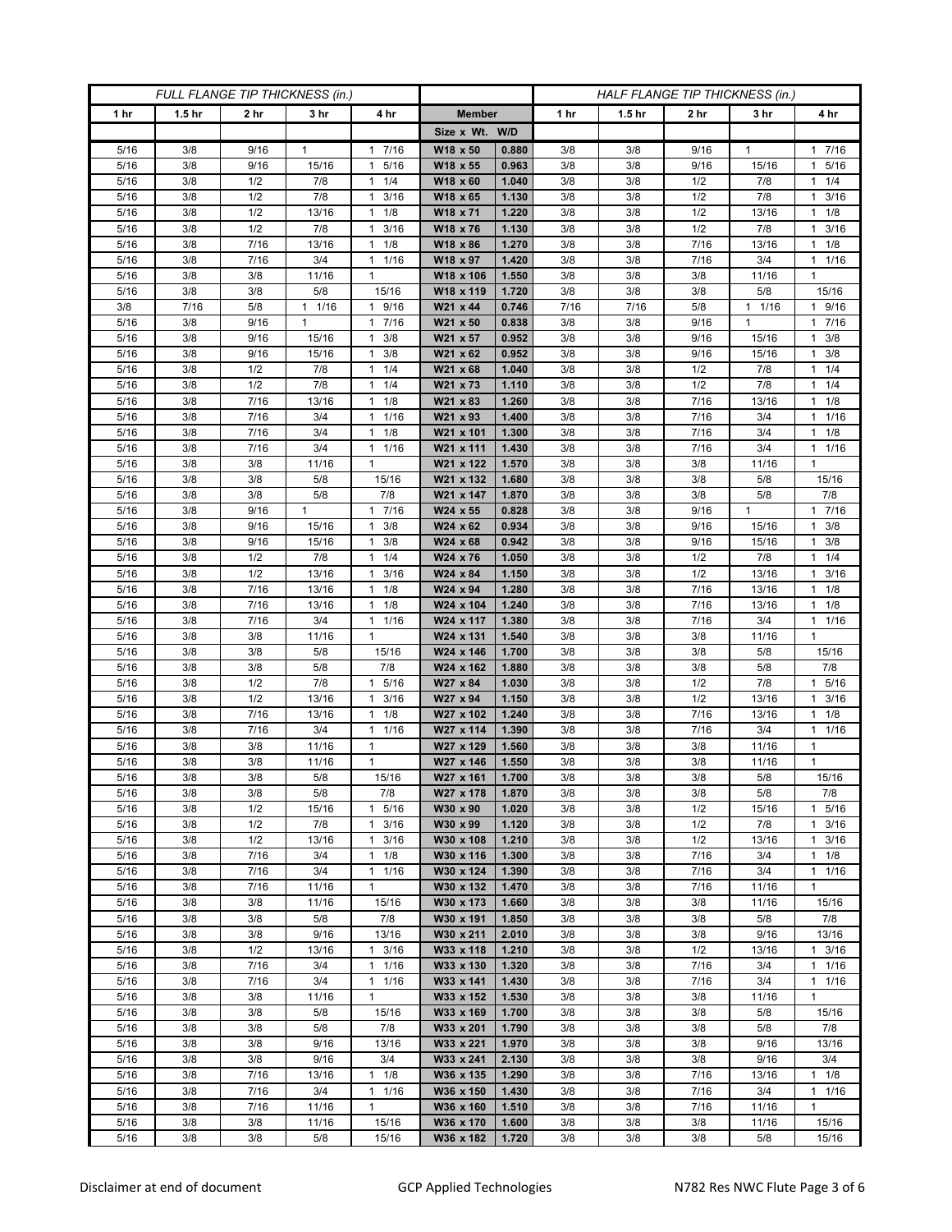| FULL FLANGE TIP THICKNESS (in.) | | | | | | | HALF FLANGE TIP THICKNESS (in.) | | | | |
|---|---|---|---|---|---|---|---|---|---|---|---|
| 1 hr | 1.5 hr | 2 hr | 3 hr | 4 hr | Member | | 1 hr | 1.5 hr | 2 hr | 3 hr | 4 hr |
| | | | | | Size x Wt. | W/D | | | | | |
| 5/16 | 3/8 | 9/16 | 1 | 1 7/16 | W18 x 50 | 0.880 | 3/8 | 3/8 | 9/16 | 1 | 1 7/16 |
| 5/16 | 3/8 | 9/16 | 15/16 | 1 5/16 | W18 x 55 | 0.963 | 3/8 | 3/8 | 9/16 | 15/16 | 1 5/16 |
| 5/16 | 3/8 | 1/2 | 7/8 | 1 1/4 | W18 x 60 | 1.040 | 3/8 | 3/8 | 1/2 | 7/8 | 1 1/4 |
| 5/16 | 3/8 | 1/2 | 7/8 | 1 3/16 | W18 x 65 | 1.130 | 3/8 | 3/8 | 1/2 | 7/8 | 1 3/16 |
| 5/16 | 3/8 | 1/2 | 13/16 | 1 1/8 | W18 x 71 | 1.220 | 3/8 | 3/8 | 1/2 | 13/16 | 1 1/8 |
| 5/16 | 3/8 | 1/2 | 7/8 | 1 3/16 | W18 x 76 | 1.130 | 3/8 | 3/8 | 1/2 | 7/8 | 1 3/16 |
| 5/16 | 3/8 | 7/16 | 13/16 | 1 1/8 | W18 x 86 | 1.270 | 3/8 | 3/8 | 7/16 | 13/16 | 1 1/8 |
| 5/16 | 3/8 | 7/16 | 3/4 | 1 1/16 | W18 x 97 | 1.420 | 3/8 | 3/8 | 7/16 | 3/4 | 1 1/16 |
| 5/16 | 3/8 | 3/8 | 11/16 | 1 | W18 x 106 | 1.550 | 3/8 | 3/8 | 3/8 | 11/16 | 1 |
| 5/16 | 3/8 | 3/8 | 5/8 | 15/16 | W18 x 119 | 1.720 | 3/8 | 3/8 | 3/8 | 5/8 | 15/16 |
| 3/8 | 7/16 | 5/8 | 1 1/16 | 1 9/16 | W21 x 44 | 0.746 | 7/16 | 7/16 | 5/8 | 1 1/16 | 1 9/16 |
| 5/16 | 3/8 | 9/16 | 1 | 1 7/16 | W21 x 50 | 0.838 | 3/8 | 3/8 | 9/16 | 1 | 1 7/16 |
| 5/16 | 3/8 | 9/16 | 15/16 | 1 3/8 | W21 x 57 | 0.952 | 3/8 | 3/8 | 9/16 | 15/16 | 1 3/8 |
| 5/16 | 3/8 | 9/16 | 15/16 | 1 3/8 | W21 x 62 | 0.952 | 3/8 | 3/8 | 9/16 | 15/16 | 1 3/8 |
| 5/16 | 3/8 | 1/2 | 7/8 | 1 1/4 | W21 x 68 | 1.040 | 3/8 | 3/8 | 1/2 | 7/8 | 1 1/4 |
| 5/16 | 3/8 | 1/2 | 7/8 | 1 1/4 | W21 x 73 | 1.110 | 3/8 | 3/8 | 1/2 | 7/8 | 1 1/4 |
| 5/16 | 3/8 | 7/16 | 13/16 | 1 1/8 | W21 x 83 | 1.260 | 3/8 | 3/8 | 7/16 | 13/16 | 1 1/8 |
| 5/16 | 3/8 | 7/16 | 3/4 | 1 1/16 | W21 x 93 | 1.400 | 3/8 | 3/8 | 7/16 | 3/4 | 1 1/16 |
| 5/16 | 3/8 | 7/16 | 3/4 | 1 1/8 | W21 x 101 | 1.300 | 3/8 | 3/8 | 7/16 | 3/4 | 1 1/8 |
| 5/16 | 3/8 | 7/16 | 3/4 | 1 1/16 | W21 x 111 | 1.430 | 3/8 | 3/8 | 7/16 | 3/4 | 1 1/16 |
| 5/16 | 3/8 | 3/8 | 11/16 | 1 | W21 x 122 | 1.570 | 3/8 | 3/8 | 3/8 | 11/16 | 1 |
| 5/16 | 3/8 | 3/8 | 5/8 | 15/16 | W21 x 132 | 1.680 | 3/8 | 3/8 | 3/8 | 5/8 | 15/16 |
| 5/16 | 3/8 | 3/8 | 5/8 | 7/8 | W21 x 147 | 1.870 | 3/8 | 3/8 | 3/8 | 5/8 | 7/8 |
| 5/16 | 3/8 | 9/16 | 1 | 1 7/16 | W24 x 55 | 0.828 | 3/8 | 3/8 | 9/16 | 1 | 1 7/16 |
| 5/16 | 3/8 | 9/16 | 15/16 | 1 3/8 | W24 x 62 | 0.934 | 3/8 | 3/8 | 9/16 | 15/16 | 1 3/8 |
| 5/16 | 3/8 | 9/16 | 15/16 | 1 3/8 | W24 x 68 | 0.942 | 3/8 | 3/8 | 9/16 | 15/16 | 1 3/8 |
| 5/16 | 3/8 | 1/2 | 7/8 | 1 1/4 | W24 x 76 | 1.050 | 3/8 | 3/8 | 1/2 | 7/8 | 1 1/4 |
| 5/16 | 3/8 | 1/2 | 13/16 | 1 3/16 | W24 x 84 | 1.150 | 3/8 | 3/8 | 1/2 | 13/16 | 1 3/16 |
| 5/16 | 3/8 | 7/16 | 13/16 | 1 1/8 | W24 x 94 | 1.280 | 3/8 | 3/8 | 7/16 | 13/16 | 1 1/8 |
| 5/16 | 3/8 | 7/16 | 13/16 | 1 1/8 | W24 x 104 | 1.240 | 3/8 | 3/8 | 7/16 | 13/16 | 1 1/8 |
| 5/16 | 3/8 | 7/16 | 3/4 | 1 1/16 | W24 x 117 | 1.380 | 3/8 | 3/8 | 7/16 | 3/4 | 1 1/16 |
| 5/16 | 3/8 | 3/8 | 11/16 | 1 | W24 x 131 | 1.540 | 3/8 | 3/8 | 3/8 | 11/16 | 1 |
| 5/16 | 3/8 | 3/8 | 5/8 | 15/16 | W24 x 146 | 1.700 | 3/8 | 3/8 | 3/8 | 5/8 | 15/16 |
| 5/16 | 3/8 | 3/8 | 5/8 | 7/8 | W24 x 162 | 1.880 | 3/8 | 3/8 | 3/8 | 5/8 | 7/8 |
| 5/16 | 3/8 | 1/2 | 7/8 | 1 5/16 | W27 x 84 | 1.030 | 3/8 | 3/8 | 1/2 | 7/8 | 1 5/16 |
| 5/16 | 3/8 | 1/2 | 13/16 | 1 3/16 | W27 x 94 | 1.150 | 3/8 | 3/8 | 1/2 | 13/16 | 1 3/16 |
| 5/16 | 3/8 | 7/16 | 13/16 | 1 1/8 | W27 x 102 | 1.240 | 3/8 | 3/8 | 7/16 | 13/16 | 1 1/8 |
| 5/16 | 3/8 | 7/16 | 3/4 | 1 1/16 | W27 x 114 | 1.390 | 3/8 | 3/8 | 7/16 | 3/4 | 1 1/16 |
| 5/16 | 3/8 | 3/8 | 11/16 | 1 | W27 x 129 | 1.560 | 3/8 | 3/8 | 3/8 | 11/16 | 1 |
| 5/16 | 3/8 | 3/8 | 11/16 | 1 | W27 x 146 | 1.550 | 3/8 | 3/8 | 3/8 | 11/16 | 1 |
| 5/16 | 3/8 | 3/8 | 5/8 | 15/16 | W27 x 161 | 1.700 | 3/8 | 3/8 | 3/8 | 5/8 | 15/16 |
| 5/16 | 3/8 | 3/8 | 5/8 | 7/8 | W27 x 178 | 1.870 | 3/8 | 3/8 | 3/8 | 5/8 | 7/8 |
| 5/16 | 3/8 | 1/2 | 15/16 | 1 5/16 | W30 x 90 | 1.020 | 3/8 | 3/8 | 1/2 | 15/16 | 1 5/16 |
| 5/16 | 3/8 | 1/2 | 7/8 | 1 3/16 | W30 x 99 | 1.120 | 3/8 | 3/8 | 1/2 | 7/8 | 1 3/16 |
| 5/16 | 3/8 | 1/2 | 13/16 | 1 3/16 | W30 x 108 | 1.210 | 3/8 | 3/8 | 1/2 | 13/16 | 1 3/16 |
| 5/16 | 3/8 | 7/16 | 3/4 | 1 1/8 | W30 x 116 | 1.300 | 3/8 | 3/8 | 7/16 | 3/4 | 1 1/8 |
| 5/16 | 3/8 | 7/16 | 3/4 | 1 1/16 | W30 x 124 | 1.390 | 3/8 | 3/8 | 7/16 | 3/4 | 1 1/16 |
| 5/16 | 3/8 | 7/16 | 11/16 | 1 | W30 x 132 | 1.470 | 3/8 | 3/8 | 7/16 | 11/16 | 1 |
| 5/16 | 3/8 | 3/8 | 11/16 | 15/16 | W30 x 173 | 1.660 | 3/8 | 3/8 | 3/8 | 11/16 | 15/16 |
| 5/16 | 3/8 | 3/8 | 5/8 | 7/8 | W30 x 191 | 1.850 | 3/8 | 3/8 | 3/8 | 5/8 | 7/8 |
| 5/16 | 3/8 | 3/8 | 9/16 | 13/16 | W30 x 211 | 2.010 | 3/8 | 3/8 | 3/8 | 9/16 | 13/16 |
| 5/16 | 3/8 | 1/2 | 13/16 | 1 3/16 | W33 x 118 | 1.210 | 3/8 | 3/8 | 1/2 | 13/16 | 1 3/16 |
| 5/16 | 3/8 | 7/16 | 3/4 | 1 1/16 | W33 x 130 | 1.320 | 3/8 | 3/8 | 7/16 | 3/4 | 1 1/16 |
| 5/16 | 3/8 | 7/16 | 3/4 | 1 1/16 | W33 x 141 | 1.430 | 3/8 | 3/8 | 7/16 | 3/4 | 1 1/16 |
| 5/16 | 3/8 | 3/8 | 11/16 | 1 | W33 x 152 | 1.530 | 3/8 | 3/8 | 3/8 | 11/16 | 1 |
| 5/16 | 3/8 | 3/8 | 5/8 | 15/16 | W33 x 169 | 1.700 | 3/8 | 3/8 | 3/8 | 5/8 | 15/16 |
| 5/16 | 3/8 | 3/8 | 5/8 | 7/8 | W33 x 201 | 1.790 | 3/8 | 3/8 | 3/8 | 5/8 | 7/8 |
| 5/16 | 3/8 | 3/8 | 9/16 | 13/16 | W33 x 221 | 1.970 | 3/8 | 3/8 | 3/8 | 9/16 | 13/16 |
| 5/16 | 3/8 | 3/8 | 9/16 | 3/4 | W33 x 241 | 2.130 | 3/8 | 3/8 | 3/8 | 9/16 | 3/4 |
| 5/16 | 3/8 | 7/16 | 13/16 | 1 1/8 | W36 x 135 | 1.290 | 3/8 | 3/8 | 7/16 | 13/16 | 1 1/8 |
| 5/16 | 3/8 | 7/16 | 3/4 | 1 1/16 | W36 x 150 | 1.430 | 3/8 | 3/8 | 7/16 | 3/4 | 1 1/16 |
| 5/16 | 3/8 | 7/16 | 11/16 | 1 | W36 x 160 | 1.510 | 3/8 | 3/8 | 7/16 | 11/16 | 1 |
| 5/16 | 3/8 | 3/8 | 11/16 | 15/16 | W36 x 170 | 1.600 | 3/8 | 3/8 | 3/8 | 11/16 | 15/16 |
| 5/16 | 3/8 | 3/8 | 5/8 | 15/16 | W36 x 182 | 1.720 | 3/8 | 3/8 | 3/8 | 5/8 | 15/16 |

Disclaimer at end of document — GCP Applied Technologies — N782 Res NWC Flute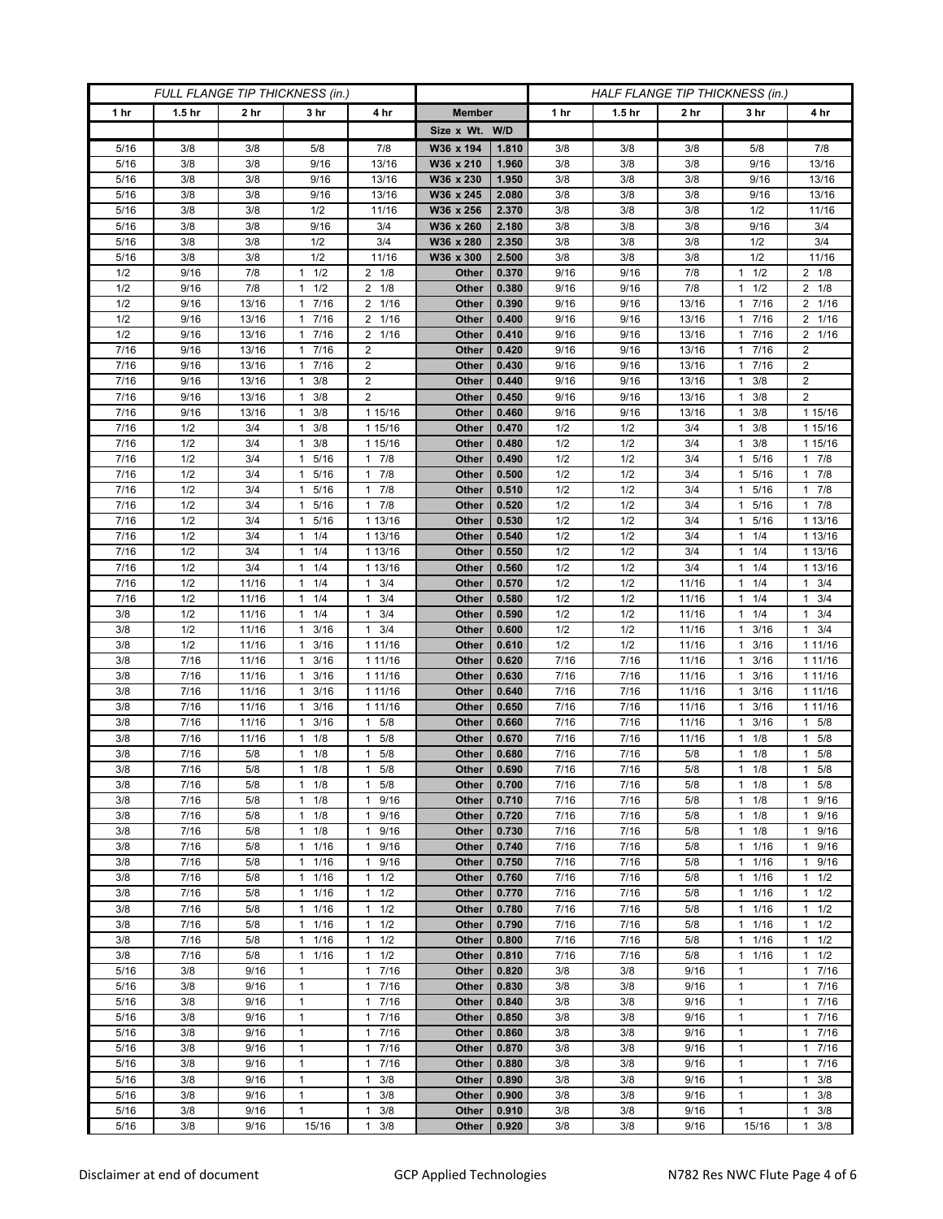| FULL FLANGE TIP THICKNESS (in.) | | | | | | | HALF FLANGE TIP THICKNESS (in.) | | | | |
|---|---|---|---|---|---|---|---|---|---|---|---|
| 1 hr | 1.5 hr | 2 hr | 3 hr | 4 hr | Member | | 1 hr | 1.5 hr | 2 hr | 3 hr | 4 hr |
| | | | | | Size x Wt. | W/D | | | | | |
| 5/16 | 3/8 | 3/8 | 5/8 | 7/8 | W36 x 194 | 1.810 | 3/8 | 3/8 | 3/8 | 5/8 | 7/8 |
| 5/16 | 3/8 | 3/8 | 9/16 | 13/16 | W36 x 210 | 1.960 | 3/8 | 3/8 | 3/8 | 9/16 | 13/16 |
| 5/16 | 3/8 | 3/8 | 9/16 | 13/16 | W36 x 230 | 1.950 | 3/8 | 3/8 | 3/8 | 9/16 | 13/16 |
| 5/16 | 3/8 | 3/8 | 9/16 | 13/16 | W36 x 245 | 2.080 | 3/8 | 3/8 | 3/8 | 9/16 | 13/16 |
| 5/16 | 3/8 | 3/8 | 1/2 | 11/16 | W36 x 256 | 2.370 | 3/8 | 3/8 | 3/8 | 1/2 | 11/16 |
| 5/16 | 3/8 | 3/8 | 9/16 | 3/4 | W36 x 260 | 2.180 | 3/8 | 3/8 | 3/8 | 9/16 | 3/4 |
| 5/16 | 3/8 | 3/8 | 1/2 | 3/4 | W36 x 280 | 2.350 | 3/8 | 3/8 | 3/8 | 1/2 | 3/4 |
| 5/16 | 3/8 | 3/8 | 1/2 | 11/16 | W36 x 300 | 2.500 | 3/8 | 3/8 | 3/8 | 1/2 | 11/16 |
| 1/2 | 9/16 | 7/8 | 1 1/2 | 2 1/8 | Other | 0.370 | 9/16 | 9/16 | 7/8 | 1 1/2 | 2 1/8 |
| 1/2 | 9/16 | 7/8 | 1 1/2 | 2 1/8 | Other | 0.380 | 9/16 | 9/16 | 7/8 | 1 1/2 | 2 1/8 |
| 1/2 | 9/16 | 13/16 | 1 7/16 | 2 1/16 | Other | 0.390 | 9/16 | 9/16 | 13/16 | 1 7/16 | 2 1/16 |
| 1/2 | 9/16 | 13/16 | 1 7/16 | 2 1/16 | Other | 0.400 | 9/16 | 9/16 | 13/16 | 1 7/16 | 2 1/16 |
| 1/2 | 9/16 | 13/16 | 1 7/16 | 2 1/16 | Other | 0.410 | 9/16 | 9/16 | 13/16 | 1 7/16 | 2 1/16 |
| 7/16 | 9/16 | 13/16 | 1 7/16 | 2 | Other | 0.420 | 9/16 | 9/16 | 13/16 | 1 7/16 | 2 |
| 7/16 | 9/16 | 13/16 | 1 7/16 | 2 | Other | 0.430 | 9/16 | 9/16 | 13/16 | 1 7/16 | 2 |
| 7/16 | 9/16 | 13/16 | 1 3/8 | 2 | Other | 0.440 | 9/16 | 9/16 | 13/16 | 1 3/8 | 2 |
| 7/16 | 9/16 | 13/16 | 1 3/8 | 2 | Other | 0.450 | 9/16 | 9/16 | 13/16 | 1 3/8 | 2 |
| 7/16 | 9/16 | 13/16 | 1 3/8 | 1 15/16 | Other | 0.460 | 9/16 | 9/16 | 13/16 | 1 3/8 | 1 15/16 |
| 7/16 | 1/2 | 3/4 | 1 3/8 | 1 15/16 | Other | 0.470 | 1/2 | 1/2 | 3/4 | 1 3/8 | 1 15/16 |
| 7/16 | 1/2 | 3/4 | 1 3/8 | 1 15/16 | Other | 0.480 | 1/2 | 1/2 | 3/4 | 1 3/8 | 1 15/16 |
| 7/16 | 1/2 | 3/4 | 1 5/16 | 1 7/8 | Other | 0.490 | 1/2 | 1/2 | 3/4 | 1 5/16 | 1 7/8 |
| 7/16 | 1/2 | 3/4 | 1 5/16 | 1 7/8 | Other | 0.500 | 1/2 | 1/2 | 3/4 | 1 5/16 | 1 7/8 |
| 7/16 | 1/2 | 3/4 | 1 5/16 | 1 7/8 | Other | 0.510 | 1/2 | 1/2 | 3/4 | 1 5/16 | 1 7/8 |
| 7/16 | 1/2 | 3/4 | 1 5/16 | 1 7/8 | Other | 0.520 | 1/2 | 1/2 | 3/4 | 1 5/16 | 1 7/8 |
| 7/16 | 1/2 | 3/4 | 1 5/16 | 1 13/16 | Other | 0.530 | 1/2 | 1/2 | 3/4 | 1 5/16 | 1 13/16 |
| 7/16 | 1/2 | 3/4 | 1 1/4 | 1 13/16 | Other | 0.540 | 1/2 | 1/2 | 3/4 | 1 1/4 | 1 13/16 |
| 7/16 | 1/2 | 3/4 | 1 1/4 | 1 13/16 | Other | 0.550 | 1/2 | 1/2 | 3/4 | 1 1/4 | 1 13/16 |
| 7/16 | 1/2 | 3/4 | 1 1/4 | 1 13/16 | Other | 0.560 | 1/2 | 1/2 | 3/4 | 1 1/4 | 1 13/16 |
| 7/16 | 1/2 | 11/16 | 1 1/4 | 1 3/4 | Other | 0.570 | 1/2 | 1/2 | 11/16 | 1 1/4 | 1 3/4 |
| 7/16 | 1/2 | 11/16 | 1 1/4 | 1 3/4 | Other | 0.580 | 1/2 | 1/2 | 11/16 | 1 1/4 | 1 3/4 |
| 3/8 | 1/2 | 11/16 | 1 1/4 | 1 3/4 | Other | 0.590 | 1/2 | 1/2 | 11/16 | 1 1/4 | 1 3/4 |
| 3/8 | 1/2 | 11/16 | 1 3/16 | 1 3/4 | Other | 0.600 | 1/2 | 1/2 | 11/16 | 1 3/16 | 1 3/4 |
| 3/8 | 1/2 | 11/16 | 1 3/16 | 1 11/16 | Other | 0.610 | 1/2 | 1/2 | 11/16 | 1 3/16 | 1 11/16 |
| 3/8 | 7/16 | 11/16 | 1 3/16 | 1 11/16 | Other | 0.620 | 7/16 | 7/16 | 11/16 | 1 3/16 | 1 11/16 |
| 3/8 | 7/16 | 11/16 | 1 3/16 | 1 11/16 | Other | 0.630 | 7/16 | 7/16 | 11/16 | 1 3/16 | 1 11/16 |
| 3/8 | 7/16 | 11/16 | 1 3/16 | 1 11/16 | Other | 0.640 | 7/16 | 7/16 | 11/16 | 1 3/16 | 1 11/16 |
| 3/8 | 7/16 | 11/16 | 1 3/16 | 1 11/16 | Other | 0.650 | 7/16 | 7/16 | 11/16 | 1 3/16 | 1 11/16 |
| 3/8 | 7/16 | 11/16 | 1 3/16 | 1 5/8 | Other | 0.660 | 7/16 | 7/16 | 11/16 | 1 3/16 | 1 5/8 |
| 3/8 | 7/16 | 11/16 | 1 1/8 | 1 5/8 | Other | 0.670 | 7/16 | 7/16 | 11/16 | 1 1/8 | 1 5/8 |
| 3/8 | 7/16 | 5/8 | 1 1/8 | 1 5/8 | Other | 0.680 | 7/16 | 7/16 | 5/8 | 1 1/8 | 1 5/8 |
| 3/8 | 7/16 | 5/8 | 1 1/8 | 1 5/8 | Other | 0.690 | 7/16 | 7/16 | 5/8 | 1 1/8 | 1 5/8 |
| 3/8 | 7/16 | 5/8 | 1 1/8 | 1 5/8 | Other | 0.700 | 7/16 | 7/16 | 5/8 | 1 1/8 | 1 5/8 |
| 3/8 | 7/16 | 5/8 | 1 1/8 | 1 9/16 | Other | 0.710 | 7/16 | 7/16 | 5/8 | 1 1/8 | 1 9/16 |
| 3/8 | 7/16 | 5/8 | 1 1/8 | 1 9/16 | Other | 0.720 | 7/16 | 7/16 | 5/8 | 1 1/8 | 1 9/16 |
| 3/8 | 7/16 | 5/8 | 1 1/8 | 1 9/16 | Other | 0.730 | 7/16 | 7/16 | 5/8 | 1 1/8 | 1 9/16 |
| 3/8 | 7/16 | 5/8 | 1 1/16 | 1 9/16 | Other | 0.740 | 7/16 | 7/16 | 5/8 | 1 1/16 | 1 9/16 |
| 3/8 | 7/16 | 5/8 | 1 1/16 | 1 9/16 | Other | 0.750 | 7/16 | 7/16 | 5/8 | 1 1/16 | 1 9/16 |
| 3/8 | 7/16 | 5/8 | 1 1/16 | 1 1/2 | Other | 0.760 | 7/16 | 7/16 | 5/8 | 1 1/16 | 1 1/2 |
| 3/8 | 7/16 | 5/8 | 1 1/16 | 1 1/2 | Other | 0.770 | 7/16 | 7/16 | 5/8 | 1 1/16 | 1 1/2 |
| 3/8 | 7/16 | 5/8 | 1 1/16 | 1 1/2 | Other | 0.780 | 7/16 | 7/16 | 5/8 | 1 1/16 | 1 1/2 |
| 3/8 | 7/16 | 5/8 | 1 1/16 | 1 1/2 | Other | 0.790 | 7/16 | 7/16 | 5/8 | 1 1/16 | 1 1/2 |
| 3/8 | 7/16 | 5/8 | 1 1/16 | 1 1/2 | Other | 0.800 | 7/16 | 7/16 | 5/8 | 1 1/16 | 1 1/2 |
| 3/8 | 7/16 | 5/8 | 1 1/16 | 1 1/2 | Other | 0.810 | 7/16 | 7/16 | 5/8 | 1 1/16 | 1 1/2 |
| 5/16 | 3/8 | 9/16 | 1 | 1 7/16 | Other | 0.820 | 3/8 | 3/8 | 9/16 | 1 | 1 7/16 |
| 5/16 | 3/8 | 9/16 | 1 | 1 7/16 | Other | 0.830 | 3/8 | 3/8 | 9/16 | 1 | 1 7/16 |
| 5/16 | 3/8 | 9/16 | 1 | 1 7/16 | Other | 0.840 | 3/8 | 3/8 | 9/16 | 1 | 1 7/16 |
| 5/16 | 3/8 | 9/16 | 1 | 1 7/16 | Other | 0.850 | 3/8 | 3/8 | 9/16 | 1 | 1 7/16 |
| 5/16 | 3/8 | 9/16 | 1 | 1 7/16 | Other | 0.860 | 3/8 | 3/8 | 9/16 | 1 | 1 7/16 |
| 5/16 | 3/8 | 9/16 | 1 | 1 7/16 | Other | 0.870 | 3/8 | 3/8 | 9/16 | 1 | 1 7/16 |
| 5/16 | 3/8 | 9/16 | 1 | 1 7/16 | Other | 0.880 | 3/8 | 3/8 | 9/16 | 1 | 1 7/16 |
| 5/16 | 3/8 | 9/16 | 1 | 1 3/8 | Other | 0.890 | 3/8 | 3/8 | 9/16 | 1 | 1 3/8 |
| 5/16 | 3/8 | 9/16 | 1 | 1 3/8 | Other | 0.900 | 3/8 | 3/8 | 9/16 | 1 | 1 3/8 |
| 5/16 | 3/8 | 9/16 | 1 | 1 3/8 | Other | 0.910 | 3/8 | 3/8 | 9/16 | 1 | 1 3/8 |
| 5/16 | 3/8 | 9/16 | 15/16 | 1 3/8 | Other | 0.920 | 3/8 | 3/8 | 9/16 | 15/16 | 1 3/8 |

Disclaimer at end of document    GCP Applied Technologies    N782 Res NWC Flute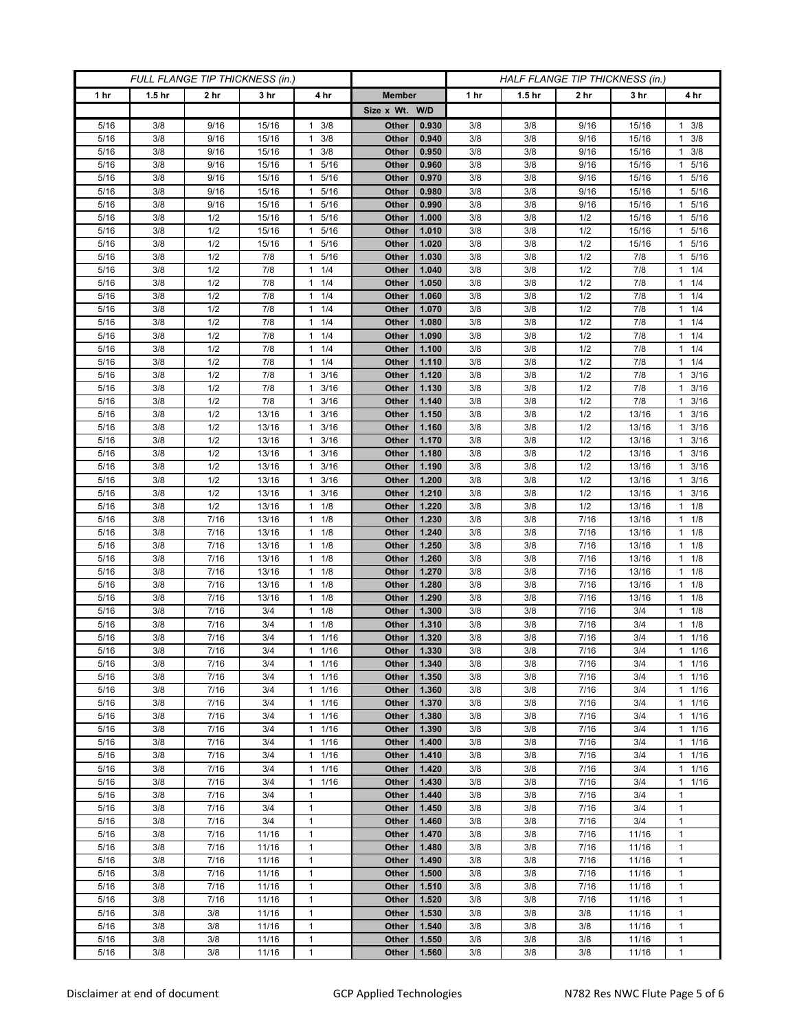| FULL FLANGE TIP THICKNESS (in.) | | | | | | | HALF FLANGE TIP THICKNESS (in.) | | | | |
|---|---|---|---|---|---|---|---|---|---|---|---|
| 1 hr | 1.5 hr | 2 hr | 3 hr | 4 hr | Member | | 1 hr | 1.5 hr | 2 hr | 3 hr | 4 hr |
| | | | | | Size x Wt. | W/D | | | | | |
| 5/16 | 3/8 | 9/16 | 15/16 | 1 3/8 | Other | 0.930 | 3/8 | 3/8 | 9/16 | 15/16 | 1 3/8 |
| 5/16 | 3/8 | 9/16 | 15/16 | 1 3/8 | Other | 0.940 | 3/8 | 3/8 | 9/16 | 15/16 | 1 3/8 |
| 5/16 | 3/8 | 9/16 | 15/16 | 1 3/8 | Other | 0.950 | 3/8 | 3/8 | 9/16 | 15/16 | 1 3/8 |
| 5/16 | 3/8 | 9/16 | 15/16 | 1 5/16 | Other | 0.960 | 3/8 | 3/8 | 9/16 | 15/16 | 1 5/16 |
| 5/16 | 3/8 | 9/16 | 15/16 | 1 5/16 | Other | 0.970 | 3/8 | 3/8 | 9/16 | 15/16 | 1 5/16 |
| 5/16 | 3/8 | 9/16 | 15/16 | 1 5/16 | Other | 0.980 | 3/8 | 3/8 | 9/16 | 15/16 | 1 5/16 |
| 5/16 | 3/8 | 9/16 | 15/16 | 1 5/16 | Other | 0.990 | 3/8 | 3/8 | 9/16 | 15/16 | 1 5/16 |
| 5/16 | 3/8 | 1/2 | 15/16 | 1 5/16 | Other | 1.000 | 3/8 | 3/8 | 1/2 | 15/16 | 1 5/16 |
| 5/16 | 3/8 | 1/2 | 15/16 | 1 5/16 | Other | 1.010 | 3/8 | 3/8 | 1/2 | 15/16 | 1 5/16 |
| 5/16 | 3/8 | 1/2 | 15/16 | 1 5/16 | Other | 1.020 | 3/8 | 3/8 | 1/2 | 15/16 | 1 5/16 |
| 5/16 | 3/8 | 1/2 | 7/8 | 1 5/16 | Other | 1.030 | 3/8 | 3/8 | 1/2 | 7/8 | 1 5/16 |
| 5/16 | 3/8 | 1/2 | 7/8 | 1 1/4 | Other | 1.040 | 3/8 | 3/8 | 1/2 | 7/8 | 1 1/4 |
| 5/16 | 3/8 | 1/2 | 7/8 | 1 1/4 | Other | 1.050 | 3/8 | 3/8 | 1/2 | 7/8 | 1 1/4 |
| 5/16 | 3/8 | 1/2 | 7/8 | 1 1/4 | Other | 1.060 | 3/8 | 3/8 | 1/2 | 7/8 | 1 1/4 |
| 5/16 | 3/8 | 1/2 | 7/8 | 1 1/4 | Other | 1.070 | 3/8 | 3/8 | 1/2 | 7/8 | 1 1/4 |
| 5/16 | 3/8 | 1/2 | 7/8 | 1 1/4 | Other | 1.080 | 3/8 | 3/8 | 1/2 | 7/8 | 1 1/4 |
| 5/16 | 3/8 | 1/2 | 7/8 | 1 1/4 | Other | 1.090 | 3/8 | 3/8 | 1/2 | 7/8 | 1 1/4 |
| 5/16 | 3/8 | 1/2 | 7/8 | 1 1/4 | Other | 1.100 | 3/8 | 3/8 | 1/2 | 7/8 | 1 1/4 |
| 5/16 | 3/8 | 1/2 | 7/8 | 1 1/4 | Other | 1.110 | 3/8 | 3/8 | 1/2 | 7/8 | 1 1/4 |
| 5/16 | 3/8 | 1/2 | 7/8 | 1 3/16 | Other | 1.120 | 3/8 | 3/8 | 1/2 | 7/8 | 1 3/16 |
| 5/16 | 3/8 | 1/2 | 7/8 | 1 3/16 | Other | 1.130 | 3/8 | 3/8 | 1/2 | 7/8 | 1 3/16 |
| 5/16 | 3/8 | 1/2 | 7/8 | 1 3/16 | Other | 1.140 | 3/8 | 3/8 | 1/2 | 7/8 | 1 3/16 |
| 5/16 | 3/8 | 1/2 | 13/16 | 1 3/16 | Other | 1.150 | 3/8 | 3/8 | 1/2 | 13/16 | 1 3/16 |
| 5/16 | 3/8 | 1/2 | 13/16 | 1 3/16 | Other | 1.160 | 3/8 | 3/8 | 1/2 | 13/16 | 1 3/16 |
| 5/16 | 3/8 | 1/2 | 13/16 | 1 3/16 | Other | 1.170 | 3/8 | 3/8 | 1/2 | 13/16 | 1 3/16 |
| 5/16 | 3/8 | 1/2 | 13/16 | 1 3/16 | Other | 1.180 | 3/8 | 3/8 | 1/2 | 13/16 | 1 3/16 |
| 5/16 | 3/8 | 1/2 | 13/16 | 1 3/16 | Other | 1.190 | 3/8 | 3/8 | 1/2 | 13/16 | 1 3/16 |
| 5/16 | 3/8 | 1/2 | 13/16 | 1 3/16 | Other | 1.200 | 3/8 | 3/8 | 1/2 | 13/16 | 1 3/16 |
| 5/16 | 3/8 | 1/2 | 13/16 | 1 3/16 | Other | 1.210 | 3/8 | 3/8 | 1/2 | 13/16 | 1 3/16 |
| 5/16 | 3/8 | 1/2 | 13/16 | 1 1/8 | Other | 1.220 | 3/8 | 3/8 | 1/2 | 13/16 | 1 1/8 |
| 5/16 | 3/8 | 7/16 | 13/16 | 1 1/8 | Other | 1.230 | 3/8 | 3/8 | 7/16 | 13/16 | 1 1/8 |
| 5/16 | 3/8 | 7/16 | 13/16 | 1 1/8 | Other | 1.240 | 3/8 | 3/8 | 7/16 | 13/16 | 1 1/8 |
| 5/16 | 3/8 | 7/16 | 13/16 | 1 1/8 | Other | 1.250 | 3/8 | 3/8 | 7/16 | 13/16 | 1 1/8 |
| 5/16 | 3/8 | 7/16 | 13/16 | 1 1/8 | Other | 1.260 | 3/8 | 3/8 | 7/16 | 13/16 | 1 1/8 |
| 5/16 | 3/8 | 7/16 | 13/16 | 1 1/8 | Other | 1.270 | 3/8 | 3/8 | 7/16 | 13/16 | 1 1/8 |
| 5/16 | 3/8 | 7/16 | 13/16 | 1 1/8 | Other | 1.280 | 3/8 | 3/8 | 7/16 | 13/16 | 1 1/8 |
| 5/16 | 3/8 | 7/16 | 13/16 | 1 1/8 | Other | 1.290 | 3/8 | 3/8 | 7/16 | 13/16 | 1 1/8 |
| 5/16 | 3/8 | 7/16 | 3/4 | 1 1/8 | Other | 1.300 | 3/8 | 3/8 | 7/16 | 3/4 | 1 1/8 |
| 5/16 | 3/8 | 7/16 | 3/4 | 1 1/8 | Other | 1.310 | 3/8 | 3/8 | 7/16 | 3/4 | 1 1/8 |
| 5/16 | 3/8 | 7/16 | 3/4 | 1 1/16 | Other | 1.320 | 3/8 | 3/8 | 7/16 | 3/4 | 1 1/16 |
| 5/16 | 3/8 | 7/16 | 3/4 | 1 1/16 | Other | 1.330 | 3/8 | 3/8 | 7/16 | 3/4 | 1 1/16 |
| 5/16 | 3/8 | 7/16 | 3/4 | 1 1/16 | Other | 1.340 | 3/8 | 3/8 | 7/16 | 3/4 | 1 1/16 |
| 5/16 | 3/8 | 7/16 | 3/4 | 1 1/16 | Other | 1.350 | 3/8 | 3/8 | 7/16 | 3/4 | 1 1/16 |
| 5/16 | 3/8 | 7/16 | 3/4 | 1 1/16 | Other | 1.360 | 3/8 | 3/8 | 7/16 | 3/4 | 1 1/16 |
| 5/16 | 3/8 | 7/16 | 3/4 | 1 1/16 | Other | 1.370 | 3/8 | 3/8 | 7/16 | 3/4 | 1 1/16 |
| 5/16 | 3/8 | 7/16 | 3/4 | 1 1/16 | Other | 1.380 | 3/8 | 3/8 | 7/16 | 3/4 | 1 1/16 |
| 5/16 | 3/8 | 7/16 | 3/4 | 1 1/16 | Other | 1.390 | 3/8 | 3/8 | 7/16 | 3/4 | 1 1/16 |
| 5/16 | 3/8 | 7/16 | 3/4 | 1 1/16 | Other | 1.400 | 3/8 | 3/8 | 7/16 | 3/4 | 1 1/16 |
| 5/16 | 3/8 | 7/16 | 3/4 | 1 1/16 | Other | 1.410 | 3/8 | 3/8 | 7/16 | 3/4 | 1 1/16 |
| 5/16 | 3/8 | 7/16 | 3/4 | 1 1/16 | Other | 1.420 | 3/8 | 3/8 | 7/16 | 3/4 | 1 1/16 |
| 5/16 | 3/8 | 7/16 | 3/4 | 1 1/16 | Other | 1.430 | 3/8 | 3/8 | 7/16 | 3/4 | 1 1/16 |
| 5/16 | 3/8 | 7/16 | 3/4 | 1 | Other | 1.440 | 3/8 | 3/8 | 7/16 | 3/4 | 1 |
| 5/16 | 3/8 | 7/16 | 3/4 | 1 | Other | 1.450 | 3/8 | 3/8 | 7/16 | 3/4 | 1 |
| 5/16 | 3/8 | 7/16 | 3/4 | 1 | Other | 1.460 | 3/8 | 3/8 | 7/16 | 3/4 | 1 |
| 5/16 | 3/8 | 7/16 | 11/16 | 1 | Other | 1.470 | 3/8 | 3/8 | 7/16 | 11/16 | 1 |
| 5/16 | 3/8 | 7/16 | 11/16 | 1 | Other | 1.480 | 3/8 | 3/8 | 7/16 | 11/16 | 1 |
| 5/16 | 3/8 | 7/16 | 11/16 | 1 | Other | 1.490 | 3/8 | 3/8 | 7/16 | 11/16 | 1 |
| 5/16 | 3/8 | 7/16 | 11/16 | 1 | Other | 1.500 | 3/8 | 3/8 | 7/16 | 11/16 | 1 |
| 5/16 | 3/8 | 7/16 | 11/16 | 1 | Other | 1.510 | 3/8 | 3/8 | 7/16 | 11/16 | 1 |
| 5/16 | 3/8 | 7/16 | 11/16 | 1 | Other | 1.520 | 3/8 | 3/8 | 7/16 | 11/16 | 1 |
| 5/16 | 3/8 | 3/8 | 11/16 | 1 | Other | 1.530 | 3/8 | 3/8 | 3/8 | 11/16 | 1 |
| 5/16 | 3/8 | 3/8 | 11/16 | 1 | Other | 1.540 | 3/8 | 3/8 | 3/8 | 11/16 | 1 |
| 5/16 | 3/8 | 3/8 | 11/16 | 1 | Other | 1.550 | 3/8 | 3/8 | 3/8 | 11/16 | 1 |
| 5/16 | 3/8 | 3/8 | 11/16 | 1 | Other | 1.560 | 3/8 | 3/8 | 3/8 | 11/16 | 1 |

Disclaimer at end of document GCP Applied Technologies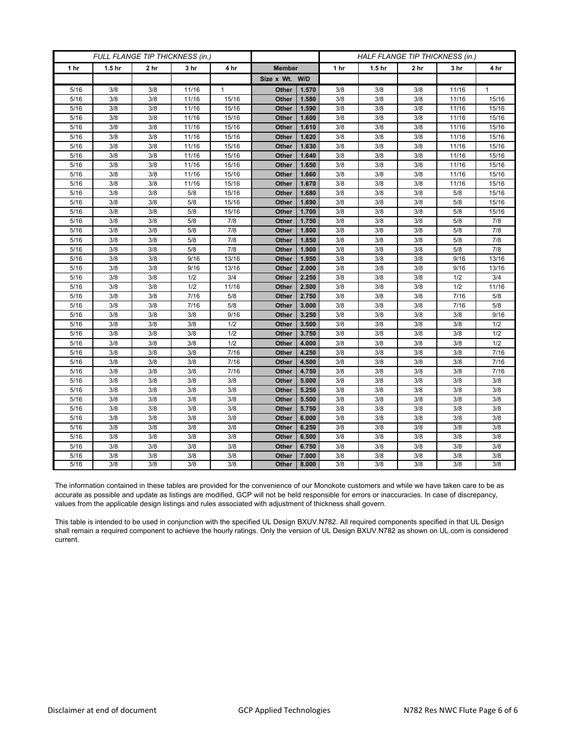| FULL FLANGE TIP THICKNESS (in.) | | | | | | | HALF FLANGE TIP THICKNESS (in.) | | | | |
|---|---|---|---|---|---|---|---|---|---|---|---|
| 1 hr | 1.5 hr | 2 hr | 3 hr | 4 hr | Member | | 1 hr | 1.5 hr | 2 hr | 3 hr | 4 hr |
| | | | | | Size x Wt. | W/D | | | | | |
| 5/16 | 3/8 | 3/8 | 11/16 | 1 | Other | 1.570 | 3/8 | 3/8 | 3/8 | 11/16 | 1 |
| 5/16 | 3/8 | 3/8 | 11/16 | 15/16 | Other | 1.580 | 3/8 | 3/8 | 3/8 | 11/16 | 15/16 |
| 5/16 | 3/8 | 3/8 | 11/16 | 15/16 | Other | 1.590 | 3/8 | 3/8 | 3/8 | 11/16 | 15/16 |
| 5/16 | 3/8 | 3/8 | 11/16 | 15/16 | Other | 1.600 | 3/8 | 3/8 | 3/8 | 11/16 | 15/16 |
| 5/16 | 3/8 | 3/8 | 11/16 | 15/16 | Other | 1.610 | 3/8 | 3/8 | 3/8 | 11/16 | 15/16 |
| 5/16 | 3/8 | 3/8 | 11/16 | 15/16 | Other | 1.620 | 3/8 | 3/8 | 3/8 | 11/16 | 15/16 |
| 5/16 | 3/8 | 3/8 | 11/16 | 15/16 | Other | 1.630 | 3/8 | 3/8 | 3/8 | 11/16 | 15/16 |
| 5/16 | 3/8 | 3/8 | 11/16 | 15/16 | Other | 1.640 | 3/8 | 3/8 | 3/8 | 11/16 | 15/16 |
| 5/16 | 3/8 | 3/8 | 11/16 | 15/16 | Other | 1.650 | 3/8 | 3/8 | 3/8 | 11/16 | 15/16 |
| 5/16 | 3/8 | 3/8 | 11/16 | 15/16 | Other | 1.660 | 3/8 | 3/8 | 3/8 | 11/16 | 15/16 |
| 5/16 | 3/8 | 3/8 | 11/16 | 15/16 | Other | 1.670 | 3/8 | 3/8 | 3/8 | 11/16 | 15/16 |
| 5/16 | 3/8 | 3/8 | 5/8 | 15/16 | Other | 1.680 | 3/8 | 3/8 | 3/8 | 5/8 | 15/16 |
| 5/16 | 3/8 | 3/8 | 5/8 | 15/16 | Other | 1.690 | 3/8 | 3/8 | 3/8 | 5/8 | 15/16 |
| 5/16 | 3/8 | 3/8 | 5/8 | 15/16 | Other | 1.700 | 3/8 | 3/8 | 3/8 | 5/8 | 15/16 |
| 5/16 | 3/8 | 3/8 | 5/8 | 7/8 | Other | 1.750 | 3/8 | 3/8 | 3/8 | 5/8 | 7/8 |
| 5/16 | 3/8 | 3/8 | 5/8 | 7/8 | Other | 1.800 | 3/8 | 3/8 | 3/8 | 5/8 | 7/8 |
| 5/16 | 3/8 | 3/8 | 5/8 | 7/8 | Other | 1.850 | 3/8 | 3/8 | 3/8 | 5/8 | 7/8 |
| 5/16 | 3/8 | 3/8 | 5/8 | 7/8 | Other | 1.900 | 3/8 | 3/8 | 3/8 | 5/8 | 7/8 |
| 5/16 | 3/8 | 3/8 | 9/16 | 13/16 | Other | 1.950 | 3/8 | 3/8 | 3/8 | 9/16 | 13/16 |
| 5/16 | 3/8 | 3/8 | 9/16 | 13/16 | Other | 2.000 | 3/8 | 3/8 | 3/8 | 9/16 | 13/16 |
| 5/16 | 3/8 | 3/8 | 1/2 | 3/4 | Other | 2.250 | 3/8 | 3/8 | 3/8 | 1/2 | 3/4 |
| 5/16 | 3/8 | 3/8 | 1/2 | 11/16 | Other | 2.500 | 3/8 | 3/8 | 3/8 | 1/2 | 11/16 |
| 5/16 | 3/8 | 3/8 | 7/16 | 5/8 | Other | 2.750 | 3/8 | 3/8 | 3/8 | 7/16 | 5/8 |
| 5/16 | 3/8 | 3/8 | 7/16 | 5/8 | Other | 3.000 | 3/8 | 3/8 | 3/8 | 7/16 | 5/8 |
| 5/16 | 3/8 | 3/8 | 3/8 | 9/16 | Other | 3.250 | 3/8 | 3/8 | 3/8 | 3/8 | 9/16 |
| 5/16 | 3/8 | 3/8 | 3/8 | 1/2 | Other | 3.500 | 3/8 | 3/8 | 3/8 | 3/8 | 1/2 |
| 5/16 | 3/8 | 3/8 | 3/8 | 1/2 | Other | 3.750 | 3/8 | 3/8 | 3/8 | 3/8 | 1/2 |
| 5/16 | 3/8 | 3/8 | 3/8 | 1/2 | Other | 4.000 | 3/8 | 3/8 | 3/8 | 3/8 | 1/2 |
| 5/16 | 3/8 | 3/8 | 3/8 | 7/16 | Other | 4.250 | 3/8 | 3/8 | 3/8 | 3/8 | 7/16 |
| 5/16 | 3/8 | 3/8 | 3/8 | 7/16 | Other | 4.500 | 3/8 | 3/8 | 3/8 | 3/8 | 7/16 |
| 5/16 | 3/8 | 3/8 | 3/8 | 7/16 | Other | 4.750 | 3/8 | 3/8 | 3/8 | 3/8 | 7/16 |
| 5/16 | 3/8 | 3/8 | 3/8 | 3/8 | Other | 5.000 | 3/8 | 3/8 | 3/8 | 3/8 | 3/8 |
| 5/16 | 3/8 | 3/8 | 3/8 | 3/8 | Other | 5.250 | 3/8 | 3/8 | 3/8 | 3/8 | 3/8 |
| 5/16 | 3/8 | 3/8 | 3/8 | 3/8 | Other | 5.500 | 3/8 | 3/8 | 3/8 | 3/8 | 3/8 |
| 5/16 | 3/8 | 3/8 | 3/8 | 3/8 | Other | 5.750 | 3/8 | 3/8 | 3/8 | 3/8 | 3/8 |
| 5/16 | 3/8 | 3/8 | 3/8 | 3/8 | Other | 6.000 | 3/8 | 3/8 | 3/8 | 3/8 | 3/8 |
| 5/16 | 3/8 | 3/8 | 3/8 | 3/8 | Other | 6.250 | 3/8 | 3/8 | 3/8 | 3/8 | 3/8 |
| 5/16 | 3/8 | 3/8 | 3/8 | 3/8 | Other | 6.500 | 3/8 | 3/8 | 3/8 | 3/8 | 3/8 |
| 5/16 | 3/8 | 3/8 | 3/8 | 3/8 | Other | 6.750 | 3/8 | 3/8 | 3/8 | 3/8 | 3/8 |
| 5/16 | 3/8 | 3/8 | 3/8 | 3/8 | Other | 7.000 | 3/8 | 3/8 | 3/8 | 3/8 | 3/8 |
| 5/16 | 3/8 | 3/8 | 3/8 | 3/8 | Other | 8.000 | 3/8 | 3/8 | 3/8 | 3/8 | 3/8 |

The information contained in these tables are provided for the convenience of our Monokote customers and while we have taken care to be as accurate as possible and update as listings are modified, GCP will not be held responsible for errors or inaccuracies. In case of discrepancy, values from the applicable design listings and rules associated with adjustment of thickness shall govern.

This table is intended to be used in conjunction with the specified UL Design BXUV.N782. All required components specified in that UL Design shall remain a required component to achieve the hourly ratings. Only the version of UL Design BXUV.N782 as shown on UL.com is considered current.